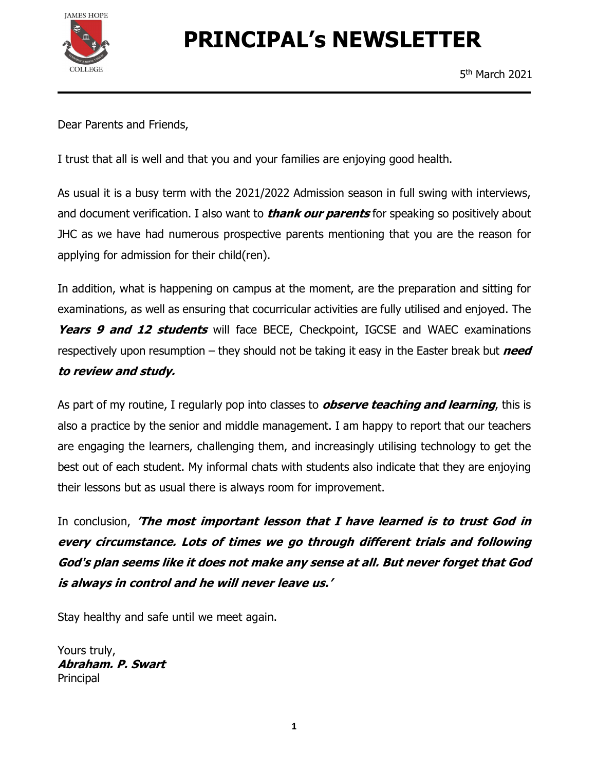# PRINCIPAL's NEWSLETTER

5th March 2021

Dear Parents and Friends,

I trust that all is well and that you and your families are enjoying good health.

As usual it is a busy term with the 2021/2022 Admission season in full swing with interviews, and document verification. I also want to ***thank our parents*** for speaking so positively about JHC as we have had numerous prospective parents mentioning that you are the reason for applying for admission for their child(ren).

In addition, what is happening on campus at the moment, are the preparation and sitting for examinations, as well as ensuring that cocurricular activities are fully utilised and enjoyed. The ***Years 9 and 12 students*** will face BECE, Checkpoint, IGCSE and WAEC examinations respectively upon resumption – they should not be taking it easy in the Easter break but ***need to review and study.***

As part of my routine, I regularly pop into classes to ***observe teaching and learning***, this is also a practice by the senior and middle management. I am happy to report that our teachers are engaging the learners, challenging them, and increasingly utilising technology to get the best out of each student. My informal chats with students also indicate that they are enjoying their lessons but as usual there is always room for improvement.

In conclusion, ***'The most important lesson that I have learned is to trust God in every circumstance. Lots of times we go through different trials and following God's plan seems like it does not make any sense at all. But never forget that God is always in control and he will never leave us.'***

Stay healthy and safe until we meet again.

Yours truly,
***Abraham. P. Swart***
Principal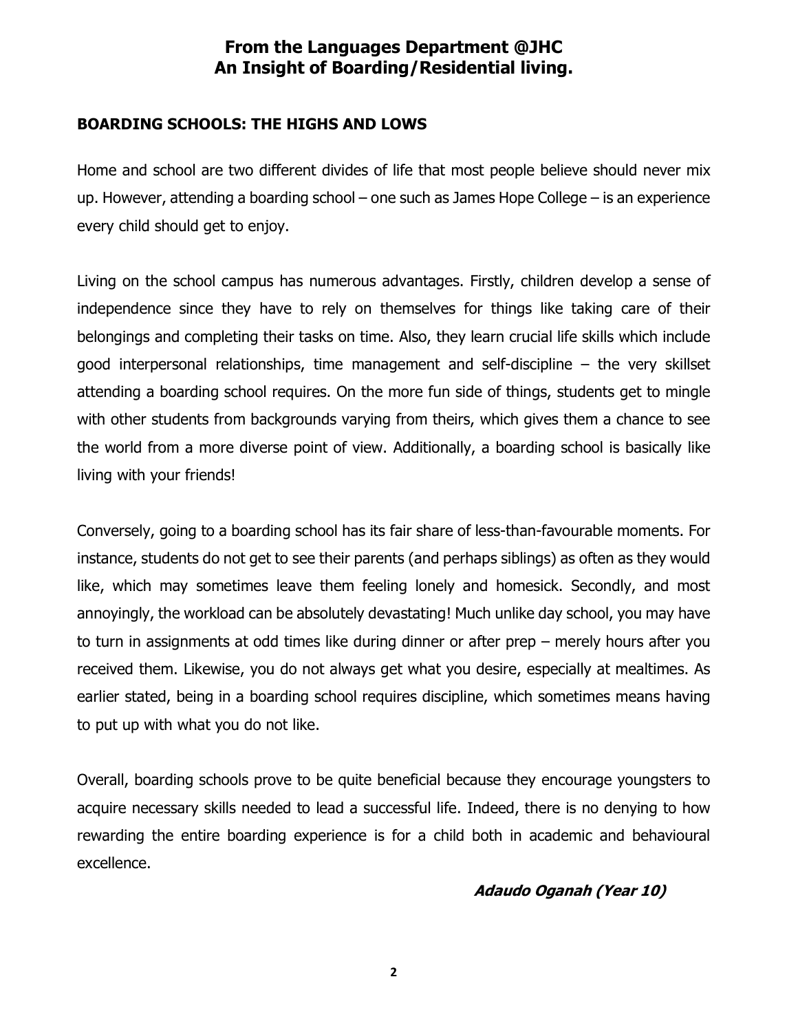# From the Languages Department @JHC
# An Insight of Boarding/Residential living.

## BOARDING SCHOOLS: THE HIGHS AND LOWS

Home and school are two different divides of life that most people believe should never mix up. However, attending a boarding school – one such as James Hope College – is an experience every child should get to enjoy.

Living on the school campus has numerous advantages. Firstly, children develop a sense of independence since they have to rely on themselves for things like taking care of their belongings and completing their tasks on time. Also, they learn crucial life skills which include good interpersonal relationships, time management and self-discipline – the very skillset attending a boarding school requires. On the more fun side of things, students get to mingle with other students from backgrounds varying from theirs, which gives them a chance to see the world from a more diverse point of view. Additionally, a boarding school is basically like living with your friends!

Conversely, going to a boarding school has its fair share of less-than-favourable moments. For instance, students do not get to see their parents (and perhaps siblings) as often as they would like, which may sometimes leave them feeling lonely and homesick. Secondly, and most annoyingly, the workload can be absolutely devastating! Much unlike day school, you may have to turn in assignments at odd times like during dinner or after prep – merely hours after you received them. Likewise, you do not always get what you desire, especially at mealtimes. As earlier stated, being in a boarding school requires discipline, which sometimes means having to put up with what you do not like.

Overall, boarding schools prove to be quite beneficial because they encourage youngsters to acquire necessary skills needed to lead a successful life. Indeed, there is no denying to how rewarding the entire boarding experience is for a child both in academic and behavioural excellence.

***Adaudo Oganah (Year 10)***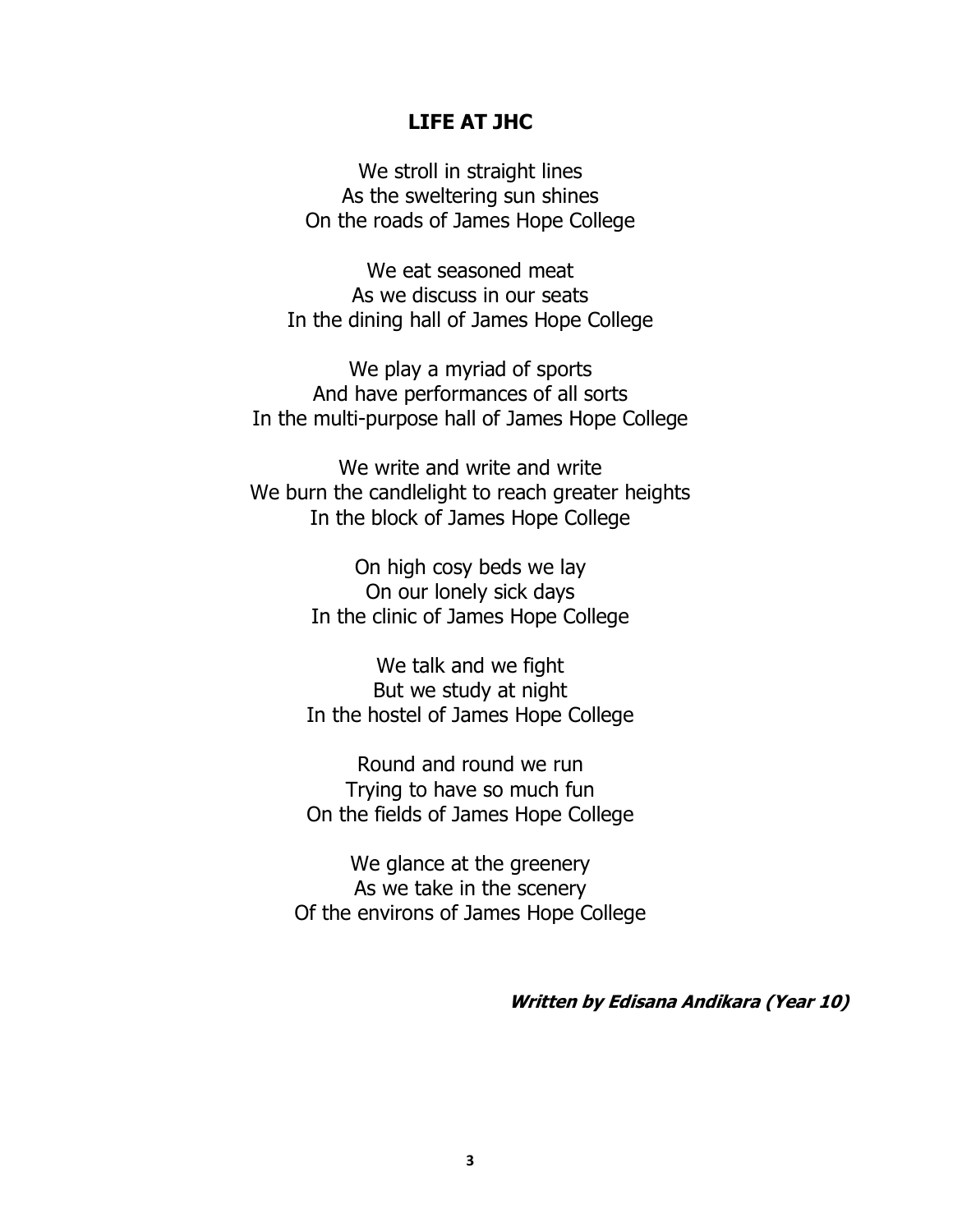## LIFE AT JHC

We stroll in straight lines  
As the sweltering sun shines  
On the roads of James Hope College

We eat seasoned meat  
As we discuss in our seats  
In the dining hall of James Hope College

We play a myriad of sports  
And have performances of all sorts  
In the multi-purpose hall of James Hope College

We write and write and write  
We burn the candlelight to reach greater heights  
In the block of James Hope College

On high cosy beds we lay  
On our lonely sick days  
In the clinic of James Hope College

We talk and we fight  
But we study at night  
In the hostel of James Hope College

Round and round we run  
Trying to have so much fun  
On the fields of James Hope College

We glance at the greenery  
As we take in the scenery  
Of the environs of James Hope College

***Written by Edisana Andikara (Year 10)***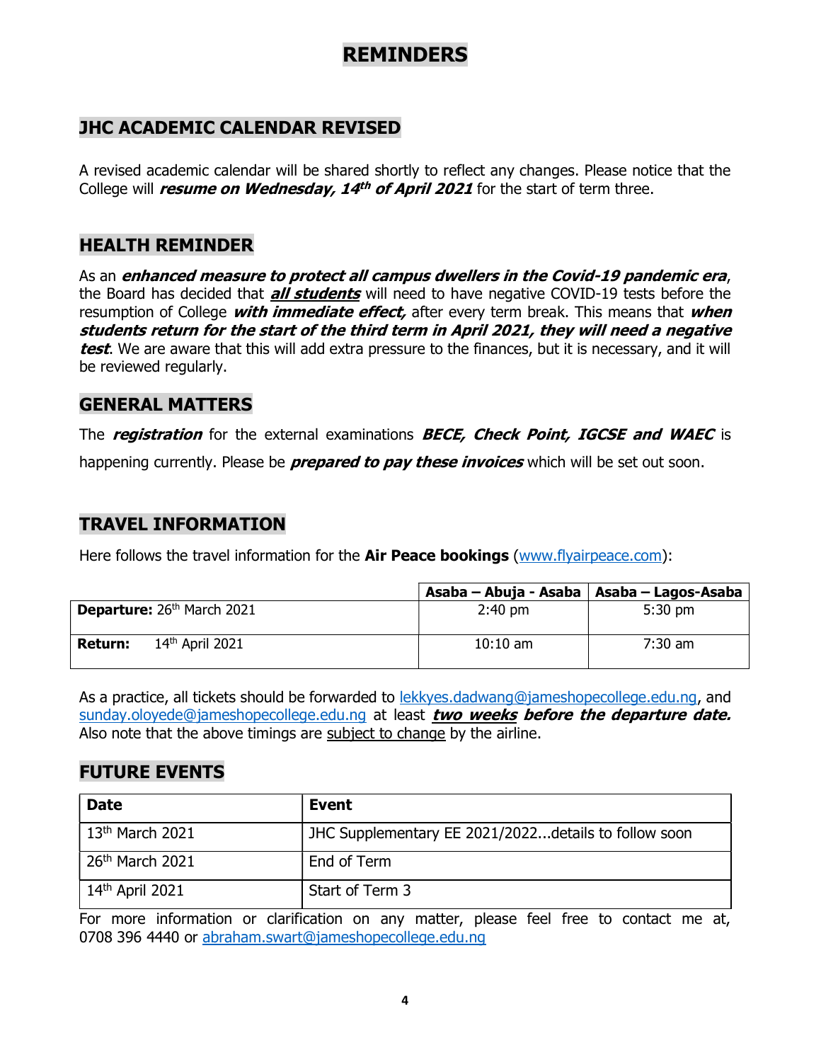# REMINDERS

## JHC ACADEMIC CALENDAR REVISED

A revised academic calendar will be shared shortly to reflect any changes. Please notice that the College will ***resume on Wednesday, 14th of April 2021*** for the start of term three.

## HEALTH REMINDER

As an ***enhanced measure to protect all campus dwellers in the Covid-19 pandemic era***, the Board has decided that ***all students*** will need to have negative COVID-19 tests before the resumption of College ***with immediate effect,*** after every term break. This means that ***when students return for the start of the third term in April 2021, they will need a negative test***. We are aware that this will add extra pressure to the finances, but it is necessary, and it will be reviewed regularly.

## GENERAL MATTERS

The ***registration*** for the external examinations ***BECE, Check Point, IGCSE and WAEC*** is happening currently. Please be ***prepared to pay these invoices*** which will be set out soon.

## TRAVEL INFORMATION

Here follows the travel information for the **Air Peace bookings** (www.flyairpeace.com):

| | Asaba – Abuja - Asaba | Asaba – Lagos-Asaba |
|---|---|---|
| **Departure:** 26th March 2021 | 2:40 pm | 5:30 pm |
| **Return:** 14th April 2021 | 10:10 am | 7:30 am |

As a practice, all tickets should be forwarded to lekkyes.dadwang@jameshopecollege.edu.ng, and sunday.oloyede@jameshopecollege.edu.ng at least ***two weeks before the departure date.*** Also note that the above timings are subject to change by the airline.

## FUTURE EVENTS

| Date | Event |
|---|---|
| 13th March 2021 | JHC Supplementary EE 2021/2022...details to follow soon |
| 26th March 2021 | End of Term |
| 14th April 2021 | Start of Term 3 |

For more information or clarification on any matter, please feel free to contact me at, 0708 396 4440 or abraham.swart@jameshopecollege.edu.ng